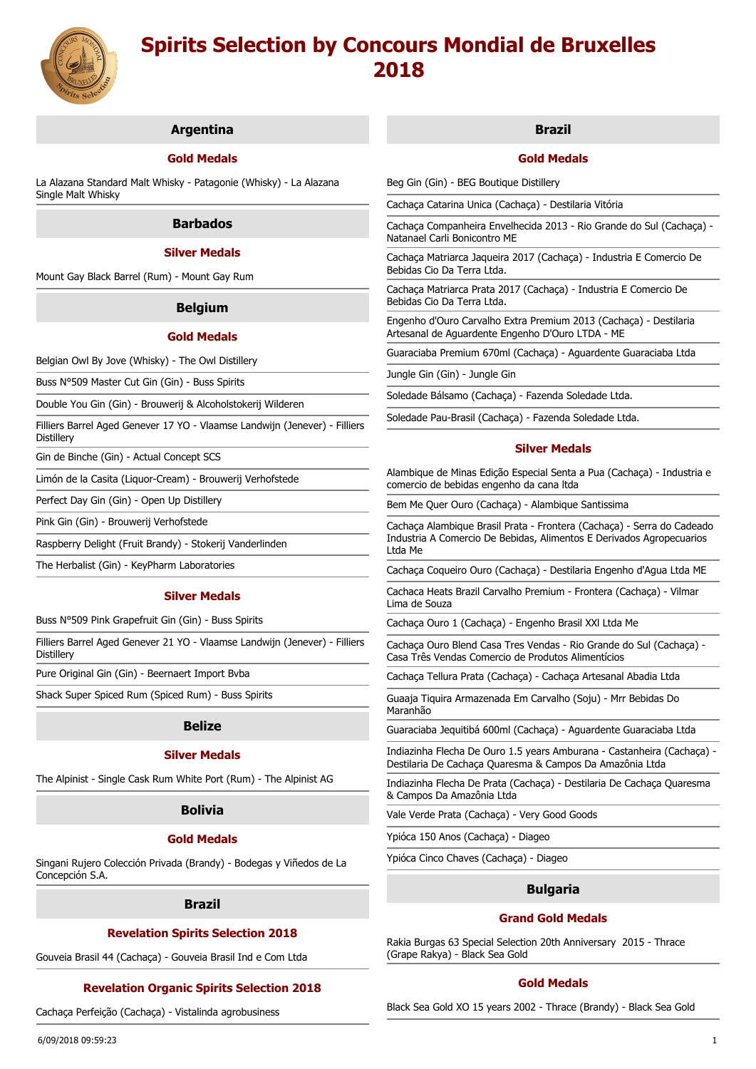# Spirits Selection by Concours Mondial de Bruxelles 2018

## Argentina

### Gold Medals

La Alazana Standard Malt Whisky - Patagonie (Whisky) - La Alazana Single Malt Whisky

## Barbados

### Silver Medals

Mount Gay Black Barrel (Rum) - Mount Gay Rum

## Belgium

### Gold Medals

Belgian Owl By Jove (Whisky) - The Owl Distillery

Buss N°509 Master Cut Gin (Gin) - Buss Spirits

Double You Gin (Gin) - Brouwerij & Alcoholstokerij Wilderen

Filliers Barrel Aged Genever 17 YO - Vlaamse Landwijn (Jenever) - Filliers Distillery

Gin de Binche (Gin) - Actual Concept SCS

Limón de la Casita (Liquor-Cream) - Brouwerij Verhofstede

Perfect Day Gin (Gin) - Open Up Distillery

Pink Gin (Gin) - Brouwerij Verhofstede

Raspberry Delight (Fruit Brandy) - Stokerij Vanderlinden

The Herbalist (Gin) - KeyPharm Laboratories

### Silver Medals

Buss N°509 Pink Grapefruit Gin (Gin) - Buss Spirits

Filliers Barrel Aged Genever 21 YO - Vlaamse Landwijn (Jenever) - Filliers Distillery

Pure Original Gin (Gin) - Beernaert Import Bvba

Shack Super Spiced Rum (Spiced Rum) - Buss Spirits

## Belize

### Silver Medals

The Alpinist - Single Cask Rum White Port (Rum) - The Alpinist AG

## Bolivia

### Gold Medals

Singani Rujero Colección Privada (Brandy) - Bodegas y Viñedos de La Concepción S.A.

## Brazil

### Revelation Spirits Selection 2018

Gouveia Brasil 44 (Cachaça) - Gouveia Brasil Ind e Com Ltda

### Revelation Organic Spirits Selection 2018

Cachaça Perfeição (Cachaça) - Vistalinda agrobusiness

## Brazil

### Gold Medals

Beg Gin (Gin) - BEG Boutique Distillery

Cachaça Catarina Unica (Cachaça) - Destilaria Vitória

Cachaça Companheira Envelhecida 2013 - Rio Grande do Sul (Cachaça) - Natanael Carli Bonicontro ME

Cachaça Matriarca Jaqueira 2017 (Cachaça) - Industria E Comercio De Bebidas Cio Da Terra Ltda.

Cachaça Matriarca Prata 2017 (Cachaça) - Industria E Comercio De Bebidas Cio Da Terra Ltda.

Engenho d'Ouro Carvalho Extra Premium 2013 (Cachaça) - Destilaria Artesanal de Aguardente Engenho D'Ouro LTDA - ME

Guaraciaba Premium 670ml (Cachaça) - Aguardente Guaraciaba Ltda

Jungle Gin (Gin) - Jungle Gin

Soledade Bálsamo (Cachaça) - Fazenda Soledade Ltda.

Soledade Pau-Brasil (Cachaça) - Fazenda Soledade Ltda.

### Silver Medals

Alambique de Minas Edição Especial Senta a Pua (Cachaça) - Industria e comercio de bebidas engenho da cana ltda

Bem Me Quer Ouro (Cachaça) - Alambique Santissima

Cachaça Alambique Brasil Prata - Frontera (Cachaça) - Serra do Cadeado Industria A Comercio De Bebidas, Alimentos E Derivados Agropecuarios Ltda Me

Cachaça Coqueiro Ouro (Cachaça) - Destilaria Engenho d'Agua Ltda ME

Cachaca Heats Brazil Carvalho Premium - Frontera (Cachaça) - Vilmar Lima de Souza

Cachaça Ouro 1 (Cachaça) - Engenho Brasil XXI Ltda Me

Cachaça Ouro Blend Casa Tres Vendas - Rio Grande do Sul (Cachaça) - Casa Três Vendas Comercio de Produtos Alimentícios

Cachaça Tellura Prata (Cachaça) - Cachaça Artesanal Abadia Ltda

Guaaja Tiquira Armazenada Em Carvalho (Soju) - Mrr Bebidas Do Maranhão

Guaraciaba Jequitibá 600ml (Cachaça) - Aguardente Guaraciaba Ltda

Indiazinha Flecha De Ouro 1.5 years Amburana - Castanheira (Cachaça) - Destilaria De Cachaça Quaresma & Campos Da Amazônia Ltda

Indiazinha Flecha De Prata (Cachaça) - Destilaria De Cachaça Quaresma & Campos Da Amazônia Ltda

Vale Verde Prata (Cachaça) - Very Good Goods

Ypióca 150 Anos (Cachaça) - Diageo

Ypióca Cinco Chaves (Cachaça) - Diageo

## Bulgaria

### Grand Gold Medals

Rakia Burgas 63 Special Selection 20th Anniversary 2015 - Thrace (Grape Rakya) - Black Sea Gold

### Gold Medals

Black Sea Gold XO 15 years 2002 - Thrace (Brandy) - Black Sea Gold

6/09/2018 09:59:23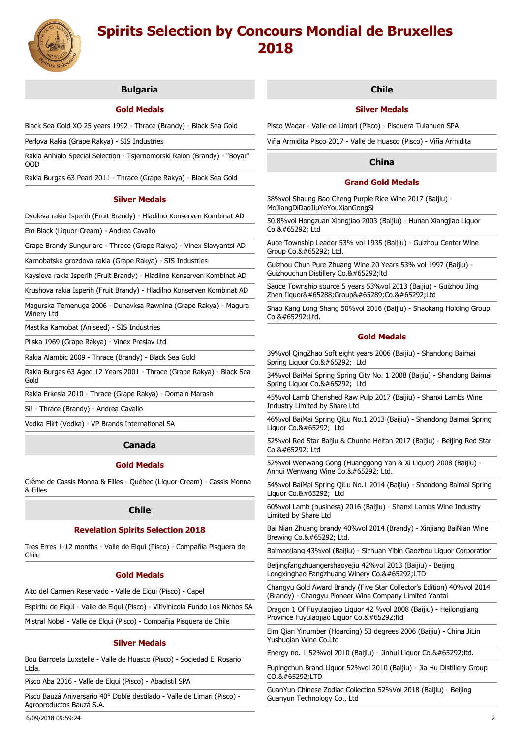# Spirits Selection by Concours Mondial de Bruxelles 2018

## Bulgaria

### Gold Medals

Black Sea Gold XO 25 years 1992 - Thrace (Brandy) - Black Sea Gold

Perlova Rakia (Grape Rakya) - SIS Industries

Rakia Anhialo Special Selection - Tsjernomorski Raion (Brandy) - "Boyar" OOD

Rakia Burgas 63 Pearl 2011 - Thrace (Grape Rakya) - Black Sea Gold

### Silver Medals

Dyuleva rakia Isperih (Fruit Brandy) - Hladilno Konserven Kombinat AD

Em Black (Liquor-Cream) - Andrea Cavallo

Grape Brandy Sungurlare - Thrace (Grape Rakya) - Vinex Slavyantsi AD

Karnobatska grozdova rakia (Grape Rakya) - SIS Industries

Kaysieva rakia Isperih (Fruit Brandy) - Hladilno Konserven Kombinat AD

Krushova rakia Isperih (Fruit Brandy) - Hladilno Konserven Kombinat AD

Magurska Temenuga 2006 - Dunavksa Rawnina (Grape Rakya) - Magura Winery Ltd

Mastika Karnobat (Aniseed) - SIS Industries

Pliska 1969 (Grape Rakya) - Vinex Preslav Ltd

Rakia Alambic 2009 - Thrace (Brandy) - Black Sea Gold

Rakia Burgas 63 Aged 12 Years 2001 - Thrace (Grape Rakya) - Black Sea Gold

Rakia Erkesia 2010 - Thrace (Grape Rakya) - Domain Marash

Si! - Thrace (Brandy) - Andrea Cavallo

Vodka Flirt (Vodka) - VP Brands International SA

## Canada

### Gold Medals

Crème de Cassis Monna & Filles - Québec (Liquor-Cream) - Cassis Monna & Filles

## Chile

### Revelation Spirits Selection 2018

Tres Erres 1-12 months - Valle de Elqui (Pisco) - Compañia Pisquera de Chile

### Gold Medals

Alto del Carmen Reservado - Valle de Elqui (Pisco) - Capel

Espiritu de Elqui - Valle de Elqui (Pisco) - Vitivinicola Fundo Los Nichos SA

Mistral Nobel - Valle de Elqui (Pisco) - Compañia Pisquera de Chile

### Silver Medals

Bou Barroeta Luxstelle - Valle de Huasco (Pisco) - Sociedad El Rosario Ltda.

Pisco Aba 2016 - Valle de Elqui (Pisco) - Abadistil SPA

Pisco Bauzá Aniversario 40° Doble destilado - Valle de Limari (Pisco) - Agroproductos Bauzá S.A.

## Chile

### Silver Medals

Pisco Waqar - Valle de Limari (Pisco) - Pisquera Tulahuen SPA

Viña Armidita Pisco 2017 - Valle de Huasco (Pisco) - Viña Armidita

## China

### Grand Gold Medals

38%vol Shaung Bao Cheng Purple Rice Wine 2017 (Baijiu) - MoJiangDiDaoJiuYeYouXianGongSi

50.8%vol Hongzuan Xiangjiao 2003 (Baijiu) - Hunan Xiangjiao Liquor Co.&#65292; Ltd

Auce Township Leader 53% vol 1935 (Baijiu) - Guizhou Center Wine Group Co.&#65292; Ltd.

Guizhou Chun Pure Zhuang Wine 20 Years 53% vol 1997 (Baijiu) - Guizhouchun Distillery Co.&#65292;ltd

Sauce Township source 5 years 53%vol 2013 (Baijiu) - Guizhou Jing Zhen Iiquor&#65288;Group&#65289;Co.&#65292;Ltd

Shao Kang Long Shang 50%vol 2016 (Baijiu) - Shaokang Holding Group Co.&#65292;Ltd.

### Gold Medals

39%vol QingZhao Soft eight years 2006 (Baijiu) - Shandong Baimai Spring Liquor Co.&#65292; Ltd

34%vol BaiMai Spring Spring City No. 1 2008 (Baijiu) - Shandong Baimai Spring Liquor Co.&#65292; Ltd

45%vol Lamb Cherished Raw Pulp 2017 (Baijiu) - Shanxi Lambs Wine Industry Limited by Share Ltd

46%vol BaiMai Spring QiLu No.1 2013 (Baijiu) - Shandong Baimai Spring Liquor Co.&#65292; Ltd

52%vol Red Star Baijiu & Chunhe Heitan 2017 (Baijiu) - Beijing Red Star Co.&#65292; Ltd

52%vol Wenwang Gong (Huanggong Yan & Xi Liquor) 2008 (Baijiu) - Anhui Wenwang Wine Co.&#65292; Ltd.

54%vol BaiMai Spring QiLu No.1 2014 (Baijiu) - Shandong Baimai Spring Liquor Co.&#65292; Ltd

60%vol Lamb (business) 2016 (Baijiu) - Shanxi Lambs Wine Industry Limited by Share Ltd

Bai Nian Zhuang brandy 40%vol 2014 (Brandy) - Xinjiang BaiNian Wine Brewing Co.&#65292; Ltd.

Baimaojiang 43%vol (Baijiu) - Sichuan Yibin Gaozhou Liquor Corporation

Beijingfangzhuangershaoyejiu 42%vol 2013 (Baijiu) - Beijing Longxinghao Fangzhuang Winery Co.&#65292;LTD

Changyu Gold Award Brandy (Five Star Collector's Edition) 40%vol 2014 (Brandy) - Changyu Pioneer Wine Company Limited Yantai

Dragon 1 Of Fuyulaojiao Liquor 42 %vol 2008 (Baijiu) - Heilongjiang Province Fuyulaojiao Liquor Co.&#65292;ltd

Elm Qian Yinumber (Hoarding) 53 degrees 2006 (Baijiu) - China JiLin Yushuqian Wine Co.Ltd

Energy no. 1 52%vol 2010 (Baijiu) - Jinhui Liquor Co.&#65292;ltd.

Fupingchun Brand Liquor 52%vol 2010 (Baijiu) - Jia Hu Distillery Group CO.&#65292;LTD

GuanYun Chinese Zodiac Collection 52%Vol 2018 (Baijiu) - Beijing Guanyun Technology Co., Ltd

6/09/2018 09:59:24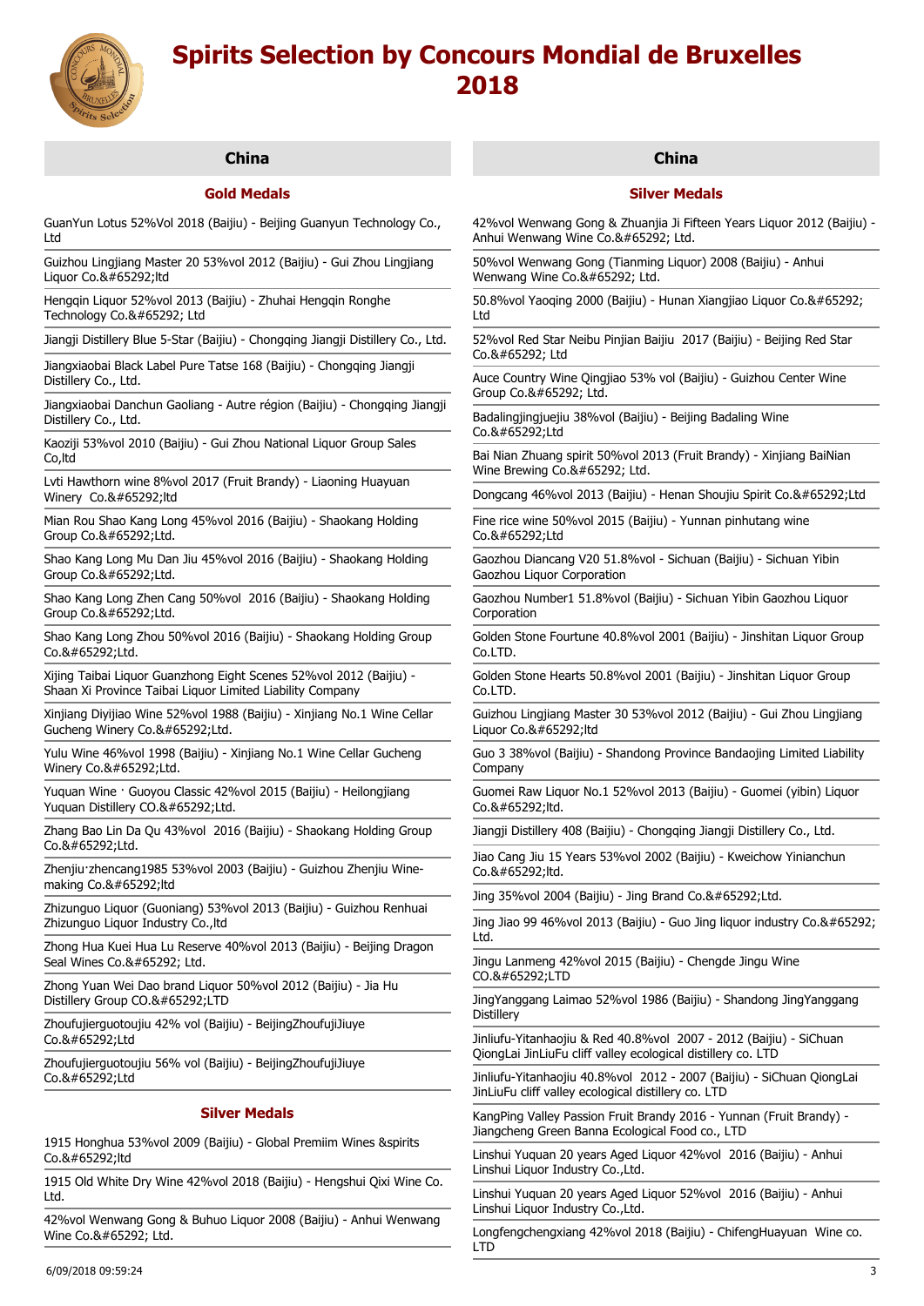# Spirits Selection by Concours Mondial de Bruxelles 2018

## China

### Gold Medals

GuanYun Lotus 52%Vol 2018 (Baijiu) - Beijing Guanyun Technology Co., Ltd

Guizhou Lingjiang Master 20 53%vol 2012 (Baijiu) - Gui Zhou Lingjiang Liquor Co.&#65292;ltd

Hengqin Liquor 52%vol 2013 (Baijiu) - Zhuhai Hengqin Ronghe Technology Co.&#65292; Ltd

Jiangji Distillery Blue 5-Star (Baijiu) - Chongqing Jiangji Distillery Co., Ltd.

Jiangxiaobai Black Label Pure Tatse 168 (Baijiu) - Chongqing Jiangji Distillery Co., Ltd.

Jiangxiaobai Danchun Gaoliang - Autre région (Baijiu) - Chongqing Jiangji Distillery Co., Ltd.

Kaoziji 53%vol 2010 (Baijiu) - Gui Zhou National Liquor Group Sales Co,ltd

Lvti Hawthorn wine 8%vol 2017 (Fruit Brandy) - Liaoning Huayuan Winery Co.&#65292;ltd

Mian Rou Shao Kang Long 45%vol 2016 (Baijiu) - Shaokang Holding Group Co.&#65292;Ltd.

Shao Kang Long Mu Dan Jiu 45%vol 2016 (Baijiu) - Shaokang Holding Group Co.&#65292;Ltd.

Shao Kang Long Zhen Cang 50%vol 2016 (Baijiu) - Shaokang Holding Group Co.&#65292;Ltd.

Shao Kang Long Zhou 50%vol 2016 (Baijiu) - Shaokang Holding Group Co.&#65292;Ltd.

Xijing Taibai Liquor Guanzhong Eight Scenes 52%vol 2012 (Baijiu) - Shaan Xi Province Taibai Liquor Limited Liability Company

Xinjiang Diyijiao Wine 52%vol 1988 (Baijiu) - Xinjiang No.1 Wine Cellar Gucheng Winery Co.&#65292;Ltd.

Yulu Wine 46%vol 1998 (Baijiu) - Xinjiang No.1 Wine Cellar Gucheng Winery Co.&#65292;Ltd.

Yuquan Wine · Guoyou Classic 42%vol 2015 (Baijiu) - Heilongjiang Yuquan Distillery CO.&#65292;Ltd.

Zhang Bao Lin Da Qu 43%vol 2016 (Baijiu) - Shaokang Holding Group Co.&#65292;Ltd.

Zhenjiu·zhencang1985 53%vol 2003 (Baijiu) - Guizhou Zhenjiu Wine-making Co.&#65292;ltd

Zhizunguo Liquor (Guoniang) 53%vol 2013 (Baijiu) - Guizhou Renhuai Zhizunguo Liquor Industry Co.,ltd

Zhong Hua Kuei Hua Lu Reserve 40%vol 2013 (Baijiu) - Beijing Dragon Seal Wines Co.&#65292; Ltd.

Zhong Yuan Wei Dao brand Liquor 50%vol 2012 (Baijiu) - Jia Hu Distillery Group CO.&#65292;LTD

Zhoufujierguotoujiu 42% vol (Baijiu) - BeijingZhoufujiJiuye Co.&#65292;Ltd

Zhoufujierguotoujiu 56% vol (Baijiu) - BeijingZhoufujiJiuye Co.&#65292;Ltd

### Silver Medals

1915 Honghua 53%vol 2009 (Baijiu) - Global Premiim Wines &spirits Co.&#65292;ltd

1915 Old White Dry Wine 42%vol 2018 (Baijiu) - Hengshui Qixi Wine Co. Ltd.

42%vol Wenwang Gong & Buhuo Liquor 2008 (Baijiu) - Anhui Wenwang Wine Co.&#65292; Ltd.

## China

### Silver Medals

42%vol Wenwang Gong & Zhuanjia Ji Fifteen Years Liquor 2012 (Baijiu) - Anhui Wenwang Wine Co.&#65292; Ltd.

50%vol Wenwang Gong (Tianming Liquor) 2008 (Baijiu) - Anhui Wenwang Wine Co.&#65292; Ltd.

50.8%vol Yaoqing 2000 (Baijiu) - Hunan Xiangjiao Liquor Co.&#65292; Ltd

52%vol Red Star Neibu Pinjian Baijiu 2017 (Baijiu) - Beijing Red Star Co.&#65292; Ltd

Auce Country Wine Qingjiao 53% vol (Baijiu) - Guizhou Center Wine Group Co.&#65292; Ltd.

Badalingjingjuejiu 38%vol (Baijiu) - Beijing Badaling Wine Co.&#65292;Ltd

Bai Nian Zhuang spirit 50%vol 2013 (Fruit Brandy) - Xinjiang BaiNian Wine Brewing Co.&#65292; Ltd.

Dongcang 46%vol 2013 (Baijiu) - Henan Shoujiu Spirit Co.&#65292;Ltd

Fine rice wine 50%vol 2015 (Baijiu) - Yunnan pinhutang wine Co.&#65292;Ltd

Gaozhou Diancang V20 51.8%vol - Sichuan (Baijiu) - Sichuan Yibin Gaozhou Liquor Corporation

Gaozhou Number1 51.8%vol (Baijiu) - Sichuan Yibin Gaozhou Liquor Corporation

Golden Stone Fourtune 40.8%vol 2001 (Baijiu) - Jinshitan Liquor Group Co.LTD.

Golden Stone Hearts 50.8%vol 2001 (Baijiu) - Jinshitan Liquor Group Co.LTD.

Guizhou Lingjiang Master 30 53%vol 2012 (Baijiu) - Gui Zhou Lingjiang Liquor Co.&#65292;ltd

Guo 3 38%vol (Baijiu) - Shandong Province Bandaojing Limited Liability Company

Guomei Raw Liquor No.1 52%vol 2013 (Baijiu) - Guomei (yibin) Liquor Co.&#65292;ltd.

Jiangji Distillery 408 (Baijiu) - Chongqing Jiangji Distillery Co., Ltd.

Jiao Cang Jiu 15 Years 53%vol 2002 (Baijiu) - Kweichow Yinianchun Co.&#65292;ltd.

Jing 35%vol 2004 (Baijiu) - Jing Brand Co.&#65292;Ltd.

Jing Jiao 99 46%vol 2013 (Baijiu) - Guo Jing liquor industry Co.&#65292; Ltd.

Jingu Lanmeng 42%vol 2015 (Baijiu) - Chengde Jingu Wine CO.&#65292;LTD

JingYanggang Laimao 52%vol 1986 (Baijiu) - Shandong JingYanggang Distillery

Jinliufu-Yitanhaojiu & Red 40.8%vol 2007 - 2012 (Baijiu) - SiChuan QiongLai JinLiuFu cliff valley ecological distillery co. LTD

Jinliufu-Yitanhaojiu 40.8%vol 2012 - 2007 (Baijiu) - SiChuan QiongLai JinLiuFu cliff valley ecological distillery co. LTD

KangPing Valley Passion Fruit Brandy 2016 - Yunnan (Fruit Brandy) - Jiangcheng Green Banna Ecological Food co., LTD

Linshui Yuquan 20 years Aged Liquor 42%vol 2016 (Baijiu) - Anhui Linshui Liquor Industry Co.,Ltd.

Linshui Yuquan 20 years Aged Liquor 52%vol 2016 (Baijiu) - Anhui Linshui Liquor Industry Co.,Ltd.

Longfengchengxiang 42%vol 2018 (Baijiu) - ChifengHuayuan Wine co. LTD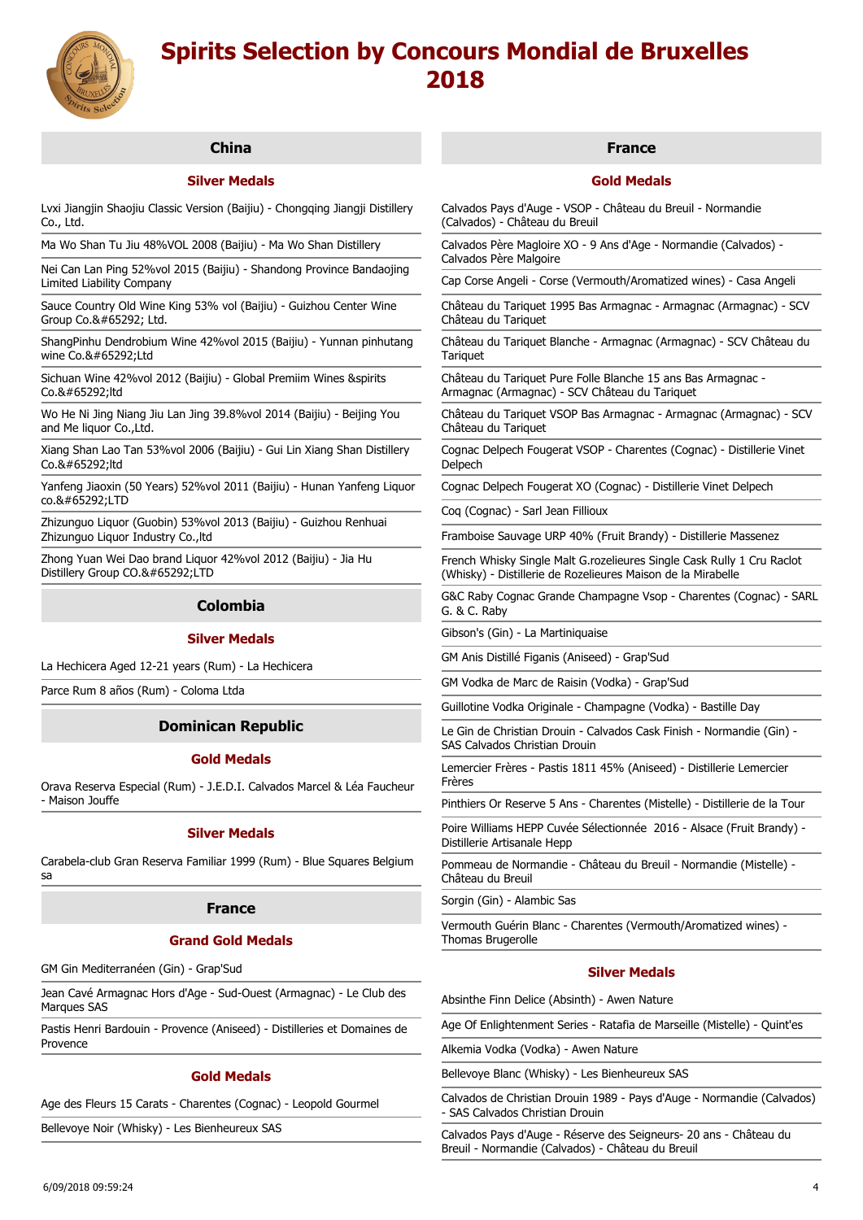# Spirits Selection by Concours Mondial de Bruxelles 2018

## China

### Silver Medals

Lvxi Jiangjin Shaojiu Classic Version (Baijiu) - Chongqing Jiangji Distillery Co., Ltd.

Ma Wo Shan Tu Jiu 48%VOL 2008 (Baijiu) - Ma Wo Shan Distillery

Nei Can Lan Ping 52%vol 2015 (Baijiu) - Shandong Province Bandaojing Limited Liability Company

Sauce Country Old Wine King 53% vol (Baijiu) - Guizhou Center Wine Group Co.&#65292; Ltd.

ShangPinhu Dendrobium Wine 42%vol 2015 (Baijiu) - Yunnan pinhutang wine Co.&#65292;Ltd

Sichuan Wine 42%vol 2012 (Baijiu) - Global Premiim Wines &spirits Co.&#65292;ltd

Wo He Ni Jing Niang Jiu Lan Jing 39.8%vol 2014 (Baijiu) - Beijing You and Me liquor Co.,Ltd.

Xiang Shan Lao Tan 53%vol 2006 (Baijiu) - Gui Lin Xiang Shan Distillery Co.&#65292;ltd

Yanfeng Jiaoxin (50 Years) 52%vol 2011 (Baijiu) - Hunan Yanfeng Liquor co.&#65292;LTD

Zhizunguo Liquor (Guobin) 53%vol 2013 (Baijiu) - Guizhou Renhuai Zhizunguo Liquor Industry Co.,ltd

Zhong Yuan Wei Dao brand Liquor 42%vol 2012 (Baijiu) - Jia Hu Distillery Group CO.&#65292;LTD

## Colombia

### Silver Medals

La Hechicera Aged 12-21 years (Rum) - La Hechicera

Parce Rum 8 años (Rum) - Coloma Ltda

## Dominican Republic

### Gold Medals

Orava Reserva Especial (Rum) - J.E.D.I. Calvados Marcel & Léa Faucheur - Maison Jouffe

### Silver Medals

Carabela-club Gran Reserva Familiar 1999 (Rum) - Blue Squares Belgium sa

## France

### Grand Gold Medals

GM Gin Mediterranéen (Gin) - Grap'Sud

Jean Cavé Armagnac Hors d'Age - Sud-Ouest (Armagnac) - Le Club des Marques SAS

Pastis Henri Bardouin - Provence (Aniseed) - Distilleries et Domaines de Provence

### Gold Medals

Age des Fleurs 15 Carats - Charentes (Cognac) - Leopold Gourmel

Bellevoye Noir (Whisky) - Les Bienheureux SAS

Calvados Pays d'Auge - VSOP - Château du Breuil - Normandie (Calvados) - Château du Breuil

Calvados Père Magloire XO - 9 Ans d'Age - Normandie (Calvados) - Calvados Père Malgoire

Cap Corse Angeli - Corse (Vermouth/Aromatized wines) - Casa Angeli

Château du Tariquet 1995 Bas Armagnac - Armagnac (Armagnac) - SCV Château du Tariquet

Château du Tariquet Blanche - Armagnac (Armagnac) - SCV Château du Tariquet

Château du Tariquet Pure Folle Blanche 15 ans Bas Armagnac - Armagnac (Armagnac) - SCV Château du Tariquet

Château du Tariquet VSOP Bas Armagnac - Armagnac (Armagnac) - SCV Château du Tariquet

Cognac Delpech Fougerat VSOP - Charentes (Cognac) - Distillerie Vinet Delpech

Cognac Delpech Fougerat XO (Cognac) - Distillerie Vinet Delpech

Coq (Cognac) - Sarl Jean Fillioux

Framboise Sauvage URP 40% (Fruit Brandy) - Distillerie Massenez

French Whisky Single Malt G.rozelieures Single Cask Rully 1 Cru Raclot (Whisky) - Distillerie de Rozelieures Maison de la Mirabelle

G&C Raby Cognac Grande Champagne Vsop - Charentes (Cognac) - SARL G. & C. Raby

Gibson's (Gin) - La Martiniquaise

GM Anis Distillé Figanis (Aniseed) - Grap'Sud

GM Vodka de Marc de Raisin (Vodka) - Grap'Sud

Guillotine Vodka Originale - Champagne (Vodka) - Bastille Day

Le Gin de Christian Drouin - Calvados Cask Finish - Normandie (Gin) - SAS Calvados Christian Drouin

Lemercier Frères - Pastis 1811 45% (Aniseed) - Distillerie Lemercier Frères

Pinthiers Or Reserve 5 Ans - Charentes (Mistelle) - Distillerie de la Tour

Poire Williams HEPP Cuvée Sélectionnée 2016 - Alsace (Fruit Brandy) - Distillerie Artisanale Hepp

Pommeau de Normandie - Château du Breuil - Normandie (Mistelle) - Château du Breuil

Sorgin (Gin) - Alambic Sas

Vermouth Guérin Blanc - Charentes (Vermouth/Aromatized wines) - Thomas Brugerolle

### Silver Medals

Absinthe Finn Delice (Absinth) - Awen Nature

Age Of Enlightenment Series - Ratafia de Marseille (Mistelle) - Quint'es

Alkemia Vodka (Vodka) - Awen Nature

Bellevoye Blanc (Whisky) - Les Bienheureux SAS

Calvados de Christian Drouin 1989 - Pays d'Auge - Normandie (Calvados) - SAS Calvados Christian Drouin

Calvados Pays d'Auge - Réserve des Seigneurs- 20 ans - Château du Breuil - Normandie (Calvados) - Château du Breuil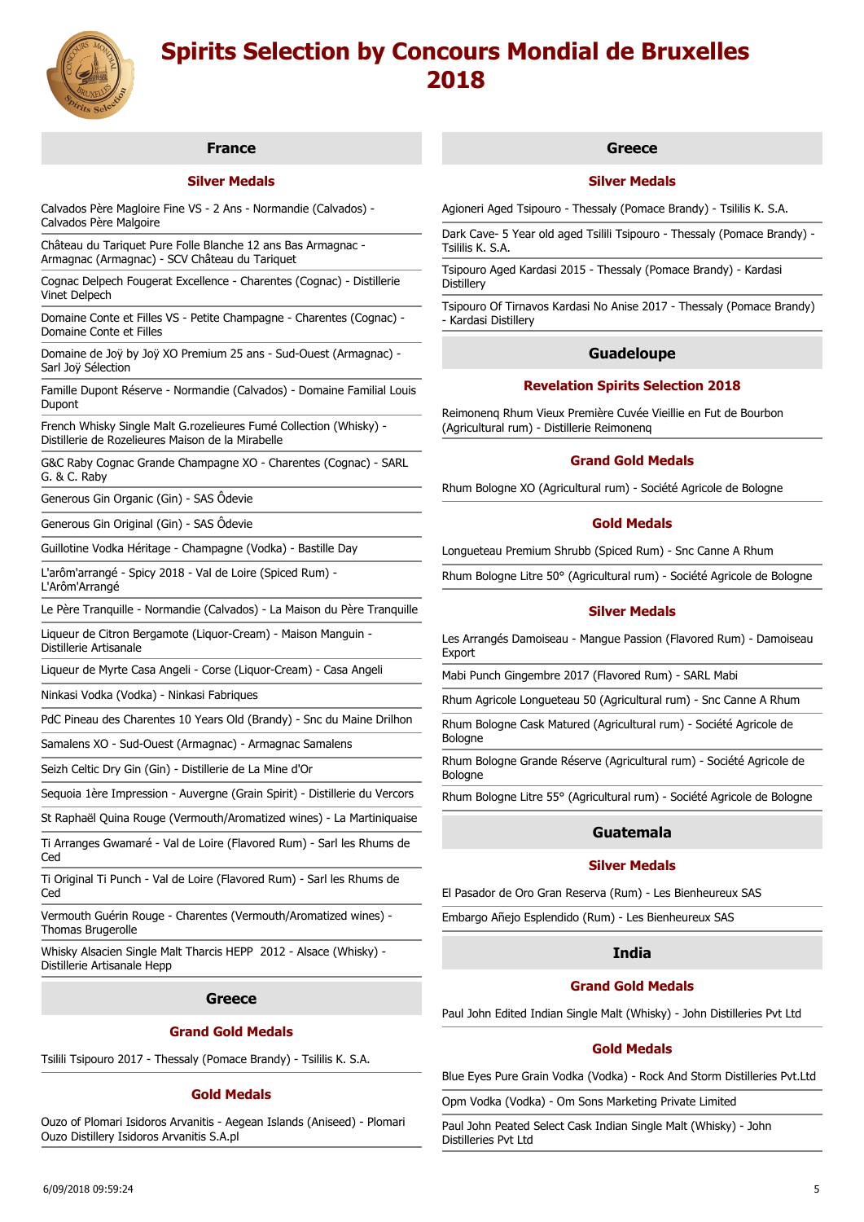# Spirits Selection by Concours Mondial de Bruxelles 2018

## France

### Silver Medals

Calvados Père Magloire Fine VS - 2 Ans - Normandie (Calvados) - Calvados Père Malgoire

Château du Tariquet Pure Folle Blanche 12 ans Bas Armagnac - Armagnac (Armagnac) - SCV Château du Tariquet

Cognac Delpech Fougerat Excellence - Charentes (Cognac) - Distillerie Vinet Delpech

Domaine Conte et Filles VS - Petite Champagne - Charentes (Cognac) - Domaine Conte et Filles

Domaine de Joÿ by Joÿ XO Premium 25 ans - Sud-Ouest (Armagnac) - Sarl Joÿ Sélection

Famille Dupont Réserve - Normandie (Calvados) - Domaine Familial Louis Dupont

French Whisky Single Malt G.rozelieures Fumé Collection (Whisky) - Distillerie de Rozelieures Maison de la Mirabelle

G&C Raby Cognac Grande Champagne XO - Charentes (Cognac) - SARL G. & C. Raby

Generous Gin Organic (Gin) - SAS Ôdevie

Generous Gin Original (Gin) - SAS Ôdevie

Guillotine Vodka Héritage - Champagne (Vodka) - Bastille Day

L'arôm'arrangé - Spicy 2018 - Val de Loire (Spiced Rum) - L'Arôm'Arrangé

Le Père Tranquille - Normandie (Calvados) - La Maison du Père Tranquille

Liqueur de Citron Bergamote (Liquor-Cream) - Maison Manguin - Distillerie Artisanale

Liqueur de Myrte Casa Angeli - Corse (Liquor-Cream) - Casa Angeli

Ninkasi Vodka (Vodka) - Ninkasi Fabriques

PdC Pineau des Charentes 10 Years Old (Brandy) - Snc du Maine Drilhon

Samalens XO - Sud-Ouest (Armagnac) - Armagnac Samalens

Seizh Celtic Dry Gin (Gin) - Distillerie de La Mine d'Or

Sequoia 1ère Impression - Auvergne (Grain Spirit) - Distillerie du Vercors

St Raphaël Quina Rouge (Vermouth/Aromatized wines) - La Martiniquaise

Ti Arranges Gwamaré - Val de Loire (Flavored Rum) - Sarl les Rhums de Ced

Ti Original Ti Punch - Val de Loire (Flavored Rum) - Sarl les Rhums de Ced

Vermouth Guérin Rouge - Charentes (Vermouth/Aromatized wines) - Thomas Brugerolle

Whisky Alsacien Single Malt Tharcis HEPP 2012 - Alsace (Whisky) - Distillerie Artisanale Hepp

## Greece

### Grand Gold Medals

Tsilili Tsipouro 2017 - Thessaly (Pomace Brandy) - Tsililis K. S.A.

### Gold Medals

Ouzo of Plomari Isidoros Arvanitis - Aegean Islands (Aniseed) - Plomari Ouzo Distillery Isidoros Arvanitis S.A.pl

### Silver Medals

Agioneri Aged Tsipouro - Thessaly (Pomace Brandy) - Tsililis K. S.A.

Dark Cave- 5 Year old aged Tsilili Tsipouro - Thessaly (Pomace Brandy) - Tsililis K. S.A.

Tsipouro Aged Kardasi 2015 - Thessaly (Pomace Brandy) - Kardasi Distillery

Tsipouro Of Tirnavos Kardasi No Anise 2017 - Thessaly (Pomace Brandy) - Kardasi Distillery

## Guadeloupe

### Revelation Spirits Selection 2018

Reimonenq Rhum Vieux Première Cuvée Vieillie en Fut de Bourbon (Agricultural rum) - Distillerie Reimonenq

### Grand Gold Medals

Rhum Bologne XO (Agricultural rum) - Société Agricole de Bologne

### Gold Medals

Longueteau Premium Shrubb (Spiced Rum) - Snc Canne A Rhum

Rhum Bologne Litre 50° (Agricultural rum) - Société Agricole de Bologne

### Silver Medals

Les Arrangés Damoiseau - Mangue Passion (Flavored Rum) - Damoiseau Export

Mabi Punch Gingembre 2017 (Flavored Rum) - SARL Mabi

Rhum Agricole Longueteau 50 (Agricultural rum) - Snc Canne A Rhum

Rhum Bologne Cask Matured (Agricultural rum) - Société Agricole de Bologne

Rhum Bologne Grande Réserve (Agricultural rum) - Société Agricole de Bologne

Rhum Bologne Litre 55° (Agricultural rum) - Société Agricole de Bologne

## Guatemala

### Silver Medals

El Pasador de Oro Gran Reserva (Rum) - Les Bienheureux SAS

Embargo Añejo Esplendido (Rum) - Les Bienheureux SAS

## India

### Grand Gold Medals

Paul John Edited Indian Single Malt (Whisky) - John Distilleries Pvt Ltd

### Gold Medals

Blue Eyes Pure Grain Vodka (Vodka) - Rock And Storm Distilleries Pvt.Ltd

Opm Vodka (Vodka) - Om Sons Marketing Private Limited

Paul John Peated Select Cask Indian Single Malt (Whisky) - John Distilleries Pvt Ltd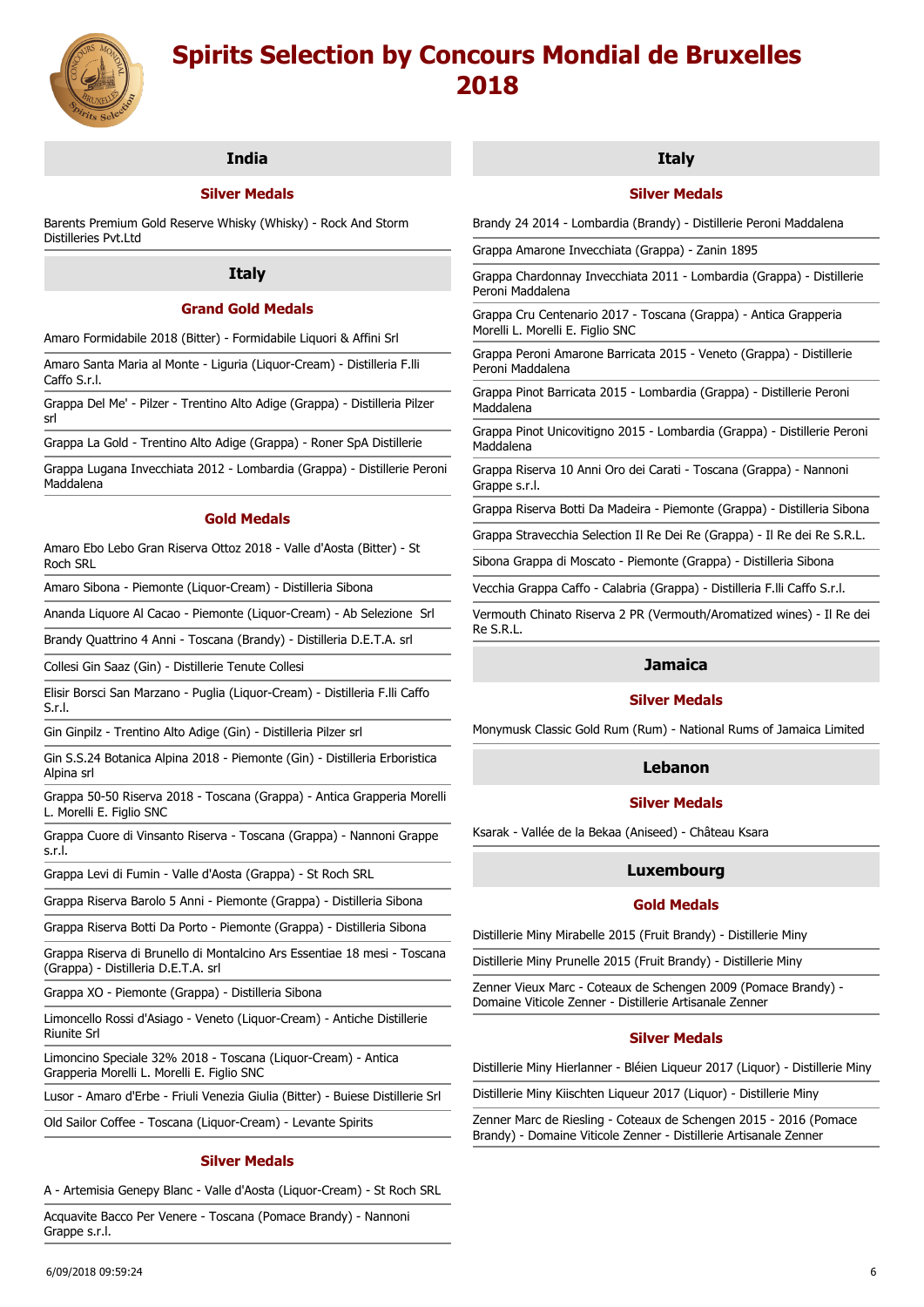# Spirits Selection by Concours Mondial de Bruxelles 2018

## India

### Silver Medals

Barents Premium Gold Reserve Whisky (Whisky) - Rock And Storm Distilleries Pvt.Ltd

## Italy

### Grand Gold Medals

Amaro Formidabile 2018 (Bitter) - Formidabile Liquori & Affini Srl

Amaro Santa Maria al Monte - Liguria (Liquor-Cream) - Distilleria F.lli Caffo S.r.l.

Grappa Del Me' - Pilzer - Trentino Alto Adige (Grappa) - Distilleria Pilzer srl

Grappa La Gold - Trentino Alto Adige (Grappa) - Roner SpA Distillerie

Grappa Lugana Invecchiata 2012 - Lombardia (Grappa) - Distillerie Peroni Maddalena

### Gold Medals

Amaro Ebo Lebo Gran Riserva Ottoz 2018 - Valle d'Aosta (Bitter) - St Roch SRL

Amaro Sibona - Piemonte (Liquor-Cream) - Distilleria Sibona

Ananda Liquore Al Cacao - Piemonte (Liquor-Cream) - Ab Selezione Srl

Brandy Quattrino 4 Anni - Toscana (Brandy) - Distilleria D.E.T.A. srl

Collesi Gin Saaz (Gin) - Distillerie Tenute Collesi

Elisir Borsci San Marzano - Puglia (Liquor-Cream) - Distilleria F.lli Caffo S.r.l.

Gin Ginpilz - Trentino Alto Adige (Gin) - Distilleria Pilzer srl

Gin S.S.24 Botanica Alpina 2018 - Piemonte (Gin) - Distilleria Erboristica Alpina srl

Grappa 50-50 Riserva 2018 - Toscana (Grappa) - Antica Grapperia Morelli L. Morelli E. Figlio SNC

Grappa Cuore di Vinsanto Riserva - Toscana (Grappa) - Nannoni Grappe s.r.l.

Grappa Levi di Fumin - Valle d'Aosta (Grappa) - St Roch SRL

Grappa Riserva Barolo 5 Anni - Piemonte (Grappa) - Distilleria Sibona

Grappa Riserva Botti Da Porto - Piemonte (Grappa) - Distilleria Sibona

Grappa Riserva di Brunello di Montalcino Ars Essentiae 18 mesi - Toscana (Grappa) - Distilleria D.E.T.A. srl

Grappa XO - Piemonte (Grappa) - Distilleria Sibona

Limoncello Rossi d'Asiago - Veneto (Liquor-Cream) - Antiche Distillerie Riunite Srl

Limoncino Speciale 32% 2018 - Toscana (Liquor-Cream) - Antica Grapperia Morelli L. Morelli E. Figlio SNC

Lusor - Amaro d'Erbe - Friuli Venezia Giulia (Bitter) - Buiese Distillerie Srl

Old Sailor Coffee - Toscana (Liquor-Cream) - Levante Spirits

### Silver Medals

A - Artemisia Genepy Blanc - Valle d'Aosta (Liquor-Cream) - St Roch SRL

Acquavite Bacco Per Venere - Toscana (Pomace Brandy) - Nannoni Grappe s.r.l.

Brandy 24 2014 - Lombardia (Brandy) - Distillerie Peroni Maddalena

Grappa Amarone Invecchiata (Grappa) - Zanin 1895

Grappa Chardonnay Invecchiata 2011 - Lombardia (Grappa) - Distillerie Peroni Maddalena

Grappa Cru Centenario 2017 - Toscana (Grappa) - Antica Grapperia Morelli L. Morelli E. Figlio SNC

Grappa Peroni Amarone Barricata 2015 - Veneto (Grappa) - Distillerie Peroni Maddalena

Grappa Pinot Barricata 2015 - Lombardia (Grappa) - Distillerie Peroni Maddalena

Grappa Pinot Unicovitigno 2015 - Lombardia (Grappa) - Distillerie Peroni Maddalena

Grappa Riserva 10 Anni Oro dei Carati - Toscana (Grappa) - Nannoni Grappe s.r.l.

Grappa Riserva Botti Da Madeira - Piemonte (Grappa) - Distilleria Sibona

Grappa Stravecchia Selection Il Re Dei Re (Grappa) - Il Re dei Re S.R.L.

Sibona Grappa di Moscato - Piemonte (Grappa) - Distilleria Sibona

Vecchia Grappa Caffo - Calabria (Grappa) - Distilleria F.lli Caffo S.r.l.

Vermouth Chinato Riserva 2 PR (Vermouth/Aromatized wines) - Il Re dei Re S.R.L.

## Jamaica

### Silver Medals

Monymusk Classic Gold Rum (Rum) - National Rums of Jamaica Limited

## Lebanon

### Silver Medals

Ksarak - Vallée de la Bekaa (Aniseed) - Château Ksara

## Luxembourg

### Gold Medals

Distillerie Miny Mirabelle 2015 (Fruit Brandy) - Distillerie Miny

Distillerie Miny Prunelle 2015 (Fruit Brandy) - Distillerie Miny

Zenner Vieux Marc - Coteaux de Schengen 2009 (Pomace Brandy) - Domaine Viticole Zenner - Distillerie Artisanale Zenner

### Silver Medals

Distillerie Miny Hierlanner - Bléien Liqueur 2017 (Liquor) - Distillerie Miny

Distillerie Miny Kiischten Liqueur 2017 (Liquor) - Distillerie Miny

Zenner Marc de Riesling - Coteaux de Schengen 2015 - 2016 (Pomace Brandy) - Domaine Viticole Zenner - Distillerie Artisanale Zenner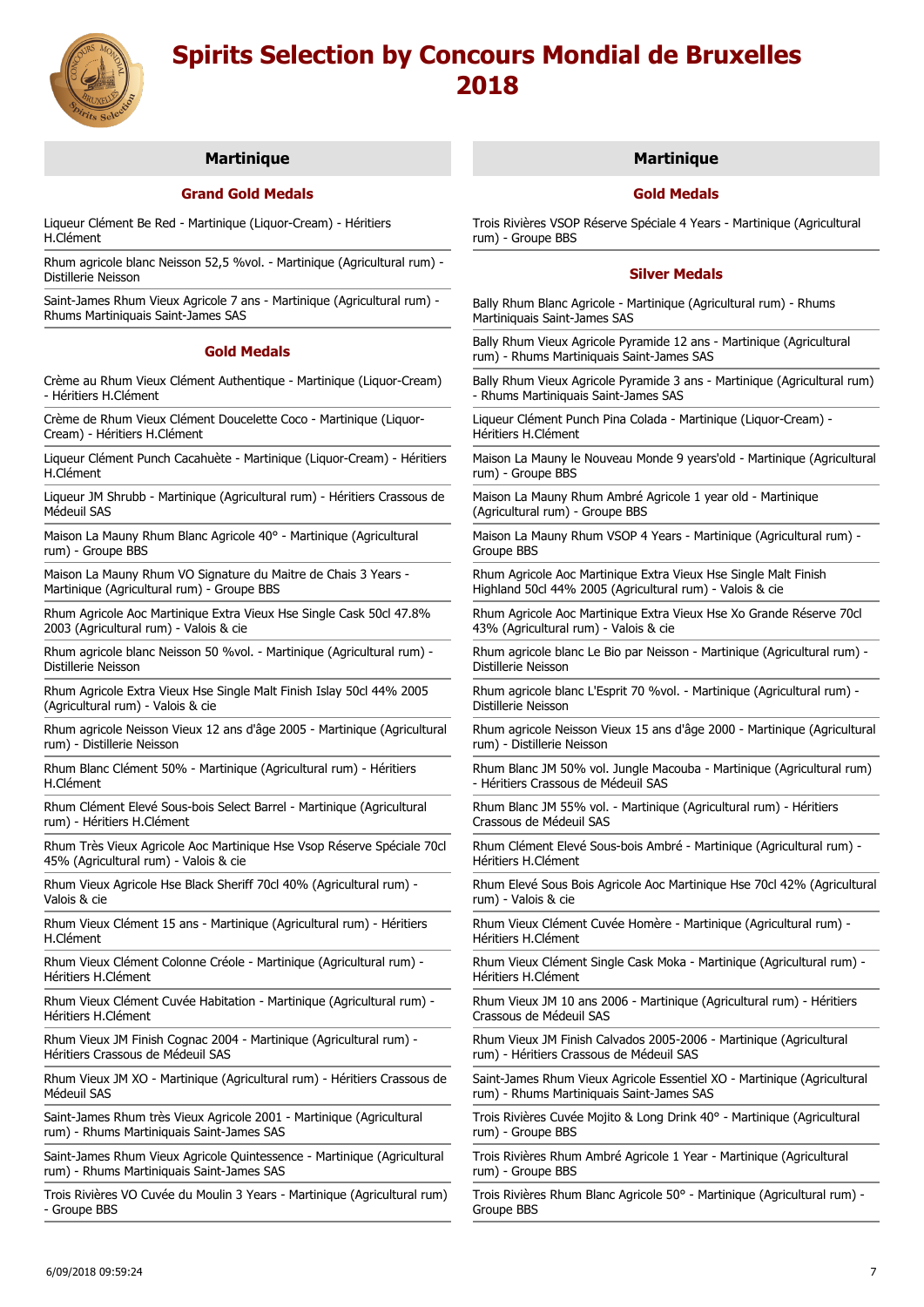# Spirits Selection by Concours Mondial de Bruxelles 2018

## Martinique

### Grand Gold Medals

Liqueur Clément Be Red - Martinique (Liquor-Cream) - Héritiers H.Clément

Rhum agricole blanc Neisson 52,5 %vol. - Martinique (Agricultural rum) - Distillerie Neisson

Saint-James Rhum Vieux Agricole 7 ans - Martinique (Agricultural rum) - Rhums Martiniquais Saint-James SAS

### Gold Medals

Crème au Rhum Vieux Clément Authentique - Martinique (Liquor-Cream) - Héritiers H.Clément

Crème de Rhum Vieux Clément Doucelette Coco - Martinique (Liquor-Cream) - Héritiers H.Clément

Liqueur Clément Punch Cacahuète - Martinique (Liquor-Cream) - Héritiers H.Clément

Liqueur JM Shrubb - Martinique (Agricultural rum) - Héritiers Crassous de Médeuil SAS

Maison La Mauny Rhum Blanc Agricole 40° - Martinique (Agricultural rum) - Groupe BBS

Maison La Mauny Rhum VO Signature du Maitre de Chais 3 Years - Martinique (Agricultural rum) - Groupe BBS

Rhum Agricole Aoc Martinique Extra Vieux Hse Single Cask 50cl 47.8% 2003 (Agricultural rum) - Valois & cie

Rhum agricole blanc Neisson 50 %vol. - Martinique (Agricultural rum) - Distillerie Neisson

Rhum Agricole Extra Vieux Hse Single Malt Finish Islay 50cl 44% 2005 (Agricultural rum) - Valois & cie

Rhum agricole Neisson Vieux 12 ans d'âge 2005 - Martinique (Agricultural rum) - Distillerie Neisson

Rhum Blanc Clément 50% - Martinique (Agricultural rum) - Héritiers H.Clément

Rhum Clément Elevé Sous-bois Select Barrel - Martinique (Agricultural rum) - Héritiers H.Clément

Rhum Très Vieux Agricole Aoc Martinique Hse Vsop Réserve Spéciale 70cl 45% (Agricultural rum) - Valois & cie

Rhum Vieux Agricole Hse Black Sheriff 70cl 40% (Agricultural rum) - Valois & cie

Rhum Vieux Clément 15 ans - Martinique (Agricultural rum) - Héritiers H.Clément

Rhum Vieux Clément Colonne Créole - Martinique (Agricultural rum) - Héritiers H.Clément

Rhum Vieux Clément Cuvée Habitation - Martinique (Agricultural rum) - Héritiers H.Clément

Rhum Vieux JM Finish Cognac 2004 - Martinique (Agricultural rum) - Héritiers Crassous de Médeuil SAS

Rhum Vieux JM XO - Martinique (Agricultural rum) - Héritiers Crassous de Médeuil SAS

Saint-James Rhum très Vieux Agricole 2001 - Martinique (Agricultural rum) - Rhums Martiniquais Saint-James SAS

Saint-James Rhum Vieux Agricole Quintessence - Martinique (Agricultural rum) - Rhums Martiniquais Saint-James SAS

Trois Rivières VO Cuvée du Moulin 3 Years - Martinique (Agricultural rum) - Groupe BBS

## Martinique

### Gold Medals

Trois Rivières VSOP Réserve Spéciale 4 Years - Martinique (Agricultural rum) - Groupe BBS

### Silver Medals

Bally Rhum Blanc Agricole - Martinique (Agricultural rum) - Rhums Martiniquais Saint-James SAS

Bally Rhum Vieux Agricole Pyramide 12 ans - Martinique (Agricultural rum) - Rhums Martiniquais Saint-James SAS

Bally Rhum Vieux Agricole Pyramide 3 ans - Martinique (Agricultural rum) - Rhums Martiniquais Saint-James SAS

Liqueur Clément Punch Pina Colada - Martinique (Liquor-Cream) - Héritiers H.Clément

Maison La Mauny le Nouveau Monde 9 years'old - Martinique (Agricultural rum) - Groupe BBS

Maison La Mauny Rhum Ambré Agricole 1 year old - Martinique (Agricultural rum) - Groupe BBS

Maison La Mauny Rhum VSOP 4 Years - Martinique (Agricultural rum) - Groupe BBS

Rhum Agricole Aoc Martinique Extra Vieux Hse Single Malt Finish Highland 50cl 44% 2005 (Agricultural rum) - Valois & cie

Rhum Agricole Aoc Martinique Extra Vieux Hse Xo Grande Réserve 70cl 43% (Agricultural rum) - Valois & cie

Rhum agricole blanc Le Bio par Neisson - Martinique (Agricultural rum) - Distillerie Neisson

Rhum agricole blanc L'Esprit 70 %vol. - Martinique (Agricultural rum) - Distillerie Neisson

Rhum agricole Neisson Vieux 15 ans d'âge 2000 - Martinique (Agricultural rum) - Distillerie Neisson

Rhum Blanc JM 50% vol. Jungle Macouba - Martinique (Agricultural rum) - Héritiers Crassous de Médeuil SAS

Rhum Blanc JM 55% vol. - Martinique (Agricultural rum) - Héritiers Crassous de Médeuil SAS

Rhum Clément Elevé Sous-bois Ambré - Martinique (Agricultural rum) - Héritiers H.Clément

Rhum Elevé Sous Bois Agricole Aoc Martinique Hse 70cl 42% (Agricultural rum) - Valois & cie

Rhum Vieux Clément Cuvée Homère - Martinique (Agricultural rum) - Héritiers H.Clément

Rhum Vieux Clément Single Cask Moka - Martinique (Agricultural rum) - Héritiers H.Clément

Rhum Vieux JM 10 ans 2006 - Martinique (Agricultural rum) - Héritiers Crassous de Médeuil SAS

Rhum Vieux JM Finish Calvados 2005-2006 - Martinique (Agricultural rum) - Héritiers Crassous de Médeuil SAS

Saint-James Rhum Vieux Agricole Essentiel XO - Martinique (Agricultural rum) - Rhums Martiniquais Saint-James SAS

Trois Rivières Cuvée Mojito & Long Drink 40° - Martinique (Agricultural rum) - Groupe BBS

Trois Rivières Rhum Ambré Agricole 1 Year - Martinique (Agricultural rum) - Groupe BBS

Trois Rivières Rhum Blanc Agricole 50° - Martinique (Agricultural rum) - Groupe BBS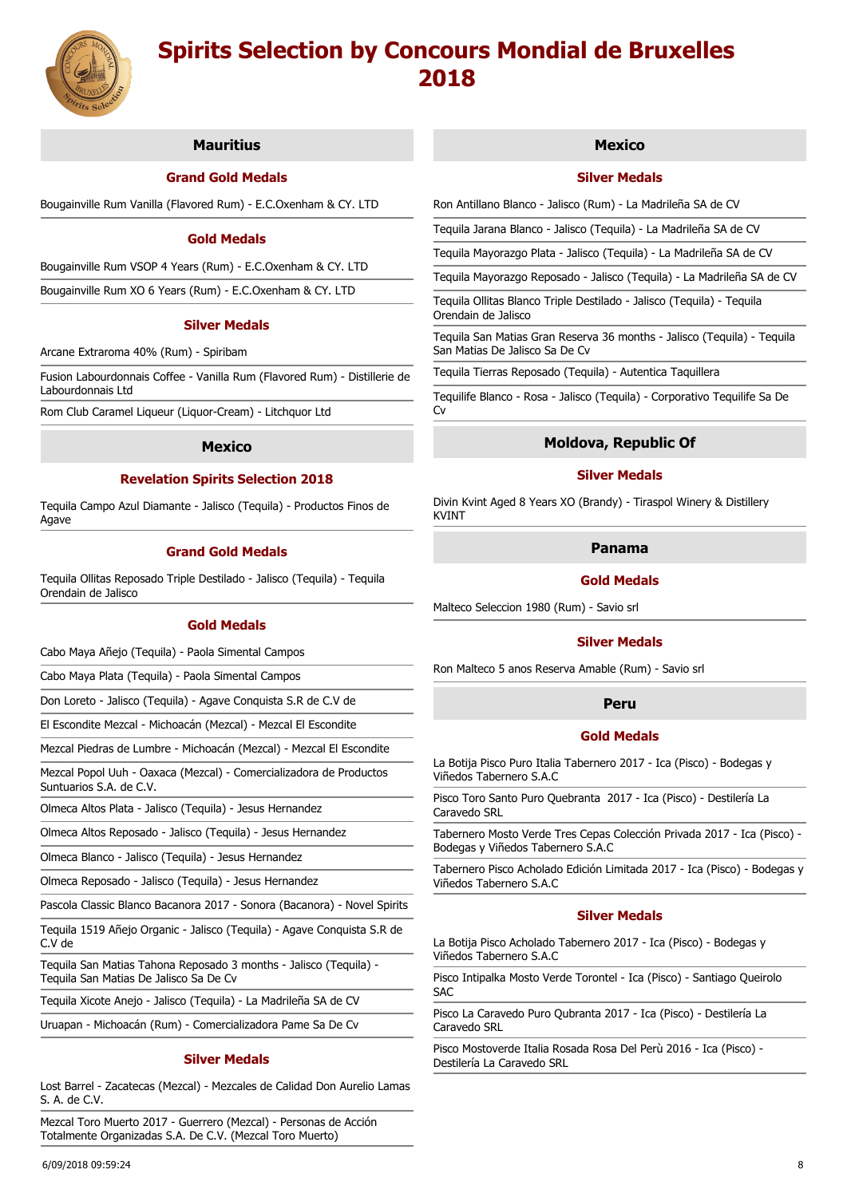# Spirits Selection by Concours Mondial de Bruxelles 2018

## Mauritius

### Grand Gold Medals

Bougainville Rum Vanilla (Flavored Rum) - E.C.Oxenham & CY. LTD

### Gold Medals

Bougainville Rum VSOP 4 Years (Rum) - E.C.Oxenham & CY. LTD

Bougainville Rum XO 6 Years (Rum) - E.C.Oxenham & CY. LTD

### Silver Medals

Arcane Extraroma 40% (Rum) - Spiribam

Fusion Labourdonnais Coffee - Vanilla Rum (Flavored Rum) - Distillerie de Labourdonnais Ltd

Rom Club Caramel Liqueur (Liquor-Cream) - Litchquor Ltd

## Mexico

### Revelation Spirits Selection 2018

Tequila Campo Azul Diamante - Jalisco (Tequila) - Productos Finos de Agave

### Grand Gold Medals

Tequila Ollitas Reposado Triple Destilado - Jalisco (Tequila) - Tequila Orendain de Jalisco

### Gold Medals

Cabo Maya Añejo (Tequila) - Paola Simental Campos

Cabo Maya Plata (Tequila) - Paola Simental Campos

Don Loreto - Jalisco (Tequila) - Agave Conquista S.R de C.V de

El Escondite Mezcal - Michoacán (Mezcal) - Mezcal El Escondite

Mezcal Piedras de Lumbre - Michoacán (Mezcal) - Mezcal El Escondite

Mezcal Popol Uuh - Oaxaca (Mezcal) - Comercializadora de Productos Suntuarios S.A. de C.V.

Olmeca Altos Plata - Jalisco (Tequila) - Jesus Hernandez

Olmeca Altos Reposado - Jalisco (Tequila) - Jesus Hernandez

Olmeca Blanco - Jalisco (Tequila) - Jesus Hernandez

Olmeca Reposado - Jalisco (Tequila) - Jesus Hernandez

Pascola Classic Blanco Bacanora 2017 - Sonora (Bacanora) - Novel Spirits

Tequila 1519 Añejo Organic - Jalisco (Tequila) - Agave Conquista S.R de C.V de

Tequila San Matias Tahona Reposado 3 months - Jalisco (Tequila) - Tequila San Matias De Jalisco Sa De Cv

Tequila Xicote Anejo - Jalisco (Tequila) - La Madrileña SA de CV

Uruapan - Michoacán (Rum) - Comercializadora Pame Sa De Cv

### Silver Medals

Lost Barrel - Zacatecas (Mezcal) - Mezcales de Calidad Don Aurelio Lamas S. A. de C.V.

Mezcal Toro Muerto 2017 - Guerrero (Mezcal) - Personas de Acción Totalmente Organizadas S.A. De C.V. (Mezcal Toro Muerto)

## Mexico

### Silver Medals

Ron Antillano Blanco - Jalisco (Rum) - La Madrileña SA de CV

Tequila Jarana Blanco - Jalisco (Tequila) - La Madrileña SA de CV

Tequila Mayorazgo Plata - Jalisco (Tequila) - La Madrileña SA de CV

Tequila Mayorazgo Reposado - Jalisco (Tequila) - La Madrileña SA de CV

Tequila Ollitas Blanco Triple Destilado - Jalisco (Tequila) - Tequila Orendain de Jalisco

Tequila San Matias Gran Reserva 36 months - Jalisco (Tequila) - Tequila San Matias De Jalisco Sa De Cv

Tequila Tierras Reposado (Tequila) - Autentica Taquillera

Tequilife Blanco - Rosa - Jalisco (Tequila) - Corporativo Tequilife Sa De Cv

## Moldova, Republic Of

### Silver Medals

Divin Kvint Aged 8 Years XO (Brandy) - Tiraspol Winery & Distillery KVINT

## Panama

### Gold Medals

Malteco Seleccion 1980 (Rum) - Savio srl

### Silver Medals

Ron Malteco 5 anos Reserva Amable (Rum) - Savio srl

## Peru

### Gold Medals

La Botija Pisco Puro Italia Tabernero 2017 - Ica (Pisco) - Bodegas y Viñedos Tabernero S.A.C

Pisco Toro Santo Puro Quebranta  2017 - Ica (Pisco) - Destilería La Caravedo SRL

Tabernero Mosto Verde Tres Cepas Colección Privada 2017 - Ica (Pisco) - Bodegas y Viñedos Tabernero S.A.C

Tabernero Pisco Acholado Edición Limitada 2017 - Ica (Pisco) - Bodegas y Viñedos Tabernero S.A.C

### Silver Medals

La Botija Pisco Acholado Tabernero 2017 - Ica (Pisco) - Bodegas y Viñedos Tabernero S.A.C

Pisco Intipalka Mosto Verde Torontel - Ica (Pisco) - Santiago Queirolo SAC

Pisco La Caravedo Puro Qubranta 2017 - Ica (Pisco) - Destilería La Caravedo SRL

Pisco Mostoverde Italia Rosada Rosa Del Perù 2016 - Ica (Pisco) - Destilería La Caravedo SRL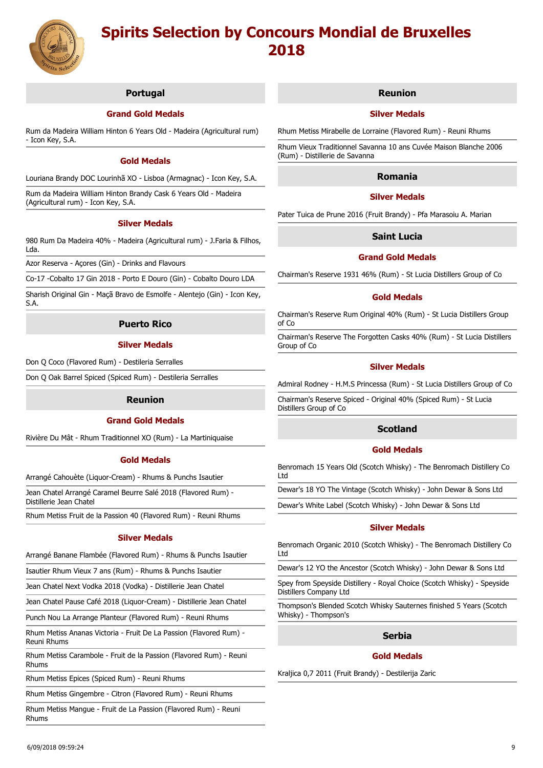# Spirits Selection by Concours Mondial de Bruxelles 2018

## Portugal

### Grand Gold Medals

Rum da Madeira William Hinton 6 Years Old - Madeira (Agricultural rum) - Icon Key, S.A.

### Gold Medals

Louriana Brandy DOC Lourinhã XO - Lisboa (Armagnac) - Icon Key, S.A.

Rum da Madeira William Hinton Brandy Cask 6 Years Old - Madeira (Agricultural rum) - Icon Key, S.A.

### Silver Medals

980 Rum Da Madeira 40% - Madeira (Agricultural rum) - J.Faria & Filhos, Lda.

Azor Reserva - Açores (Gin) - Drinks and Flavours

Co-17 -Cobalto 17 Gin 2018 - Porto E Douro (Gin) - Cobalto Douro LDA

Sharish Original Gin - Maçã Bravo de Esmolfe - Alentejo (Gin) - Icon Key, S.A.

## Puerto Rico

### Silver Medals

Don Q Coco (Flavored Rum) - Destileria Serralles

Don Q Oak Barrel Spiced (Spiced Rum) - Destileria Serralles

## Reunion

### Grand Gold Medals

Rivière Du Mât - Rhum Traditionnel XO (Rum) - La Martiniquaise

### Gold Medals

Arrangé Cahouète (Liquor-Cream) - Rhums & Punchs Isautier

Jean Chatel Arrangé Caramel Beurre Salé 2018 (Flavored Rum) - Distillerie Jean Chatel

Rhum Metiss Fruit de la Passion 40 (Flavored Rum) - Reuni Rhums

### Silver Medals

Arrangé Banane Flambée (Flavored Rum) - Rhums & Punchs Isautier

Isautier Rhum Vieux 7 ans (Rum) - Rhums & Punchs Isautier

Jean Chatel Next Vodka 2018 (Vodka) - Distillerie Jean Chatel

Jean Chatel Pause Café 2018 (Liquor-Cream) - Distillerie Jean Chatel

Punch Nou La Arrange Planteur (Flavored Rum) - Reuni Rhums

Rhum Metiss Ananas Victoria - Fruit De La Passion (Flavored Rum) - Reuni Rhums

Rhum Metiss Carambole - Fruit de la Passion (Flavored Rum) - Reuni Rhums

Rhum Metiss Epices (Spiced Rum) - Reuni Rhums

Rhum Metiss Gingembre - Citron (Flavored Rum) - Reuni Rhums

Rhum Metiss Mangue - Fruit de La Passion (Flavored Rum) - Reuni Rhums

## Reunion

### Silver Medals

Rhum Metiss Mirabelle de Lorraine (Flavored Rum) - Reuni Rhums

Rhum Vieux Traditionnel Savanna 10 ans Cuvée Maison Blanche 2006 (Rum) - Distillerie de Savanna

## Romania

### Silver Medals

Pater Tuica de Prune 2016 (Fruit Brandy) - Pfa Marasoiu A. Marian

## Saint Lucia

### Grand Gold Medals

Chairman's Reserve 1931 46% (Rum) - St Lucia Distillers Group of Co

### Gold Medals

Chairman's Reserve Rum Original 40% (Rum) - St Lucia Distillers Group of Co

Chairman's Reserve The Forgotten Casks 40% (Rum) - St Lucia Distillers Group of Co

### Silver Medals

Admiral Rodney - H.M.S Princessa (Rum) - St Lucia Distillers Group of Co

Chairman's Reserve Spiced - Original 40% (Spiced Rum) - St Lucia Distillers Group of Co

## Scotland

### Gold Medals

Benromach 15 Years Old (Scotch Whisky) - The Benromach Distillery Co Ltd

Dewar's 18 YO The Vintage (Scotch Whisky) - John Dewar & Sons Ltd

Dewar's White Label (Scotch Whisky) - John Dewar & Sons Ltd

### Silver Medals

Benromach Organic 2010 (Scotch Whisky) - The Benromach Distillery Co Ltd

Dewar's 12 YO the Ancestor (Scotch Whisky) - John Dewar & Sons Ltd

Spey from Speyside Distillery - Royal Choice (Scotch Whisky) - Speyside Distillers Company Ltd

Thompson's Blended Scotch Whisky Sauternes finished 5 Years (Scotch Whisky) - Thompson's

## Serbia

### Gold Medals

Kraljica 0,7 2011 (Fruit Brandy) - Destilerija Zaric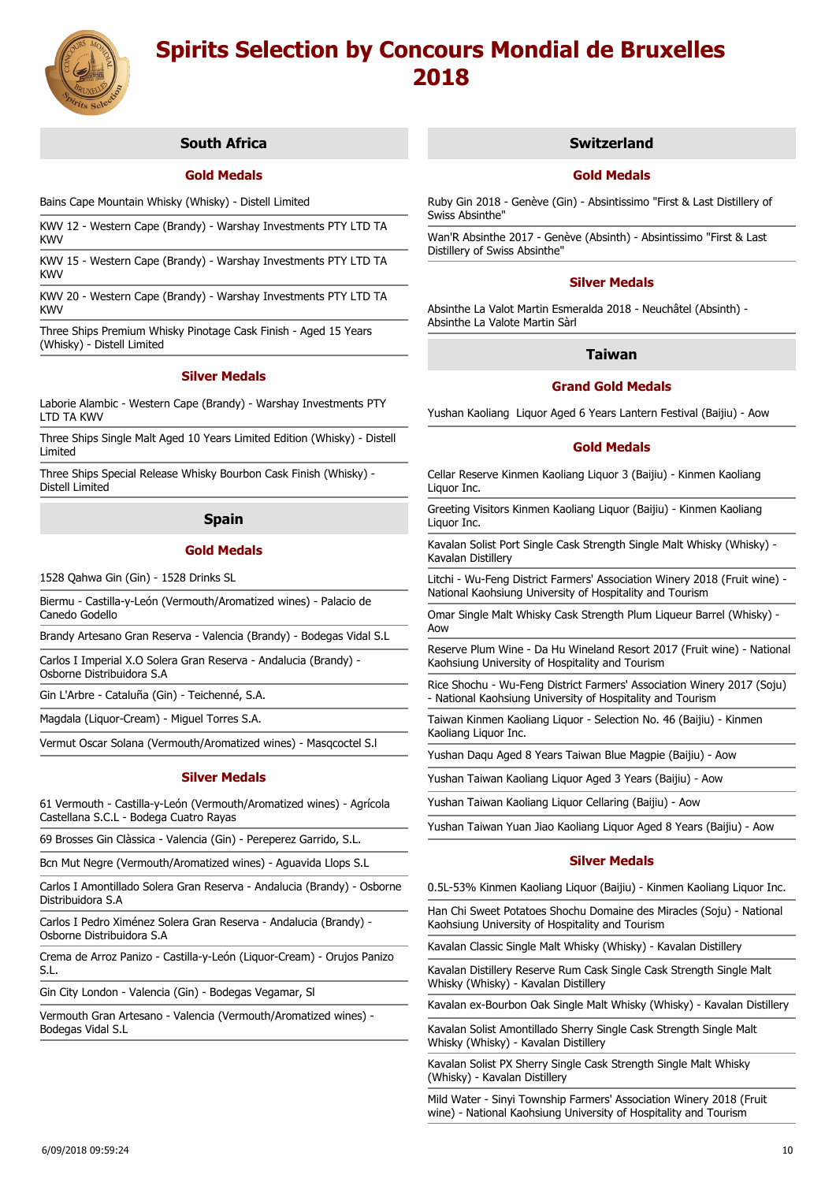# Spirits Selection by Concours Mondial de Bruxelles 2018

## South Africa

### Gold Medals

Bains Cape Mountain Whisky (Whisky) - Distell Limited

KWV 12 - Western Cape (Brandy) - Warshay Investments PTY LTD TA KWV

KWV 15 - Western Cape (Brandy) - Warshay Investments PTY LTD TA KWV

KWV 20 - Western Cape (Brandy) - Warshay Investments PTY LTD TA KWV

Three Ships Premium Whisky Pinotage Cask Finish - Aged 15 Years (Whisky) - Distell Limited

### Silver Medals

Laborie Alambic - Western Cape (Brandy) - Warshay Investments PTY LTD TA KWV

Three Ships Single Malt Aged 10 Years Limited Edition (Whisky) - Distell Limited

Three Ships Special Release Whisky Bourbon Cask Finish (Whisky) - Distell Limited

## Spain

### Gold Medals

1528 Qahwa Gin (Gin) - 1528 Drinks SL

Biermu - Castilla-y-León (Vermouth/Aromatized wines) - Palacio de Canedo Godello

Brandy Artesano Gran Reserva - Valencia (Brandy) - Bodegas Vidal S.L

Carlos I Imperial X.O Solera Gran Reserva - Andalucia (Brandy) - Osborne Distribuidora S.A

Gin L'Arbre - Cataluña (Gin) - Teichenné, S.A.

Magdala (Liquor-Cream) - Miguel Torres S.A.

Vermut Oscar Solana (Vermouth/Aromatized wines) - Masqcoctel S.l

### Silver Medals

61 Vermouth - Castilla-y-León (Vermouth/Aromatized wines) - Agrícola Castellana S.C.L - Bodega Cuatro Rayas

69 Brosses Gin Clàssica - Valencia (Gin) - Pereperez Garrido, S.L.

Bcn Mut Negre (Vermouth/Aromatized wines) - Aguavida Llops S.L

Carlos I Amontillado Solera Gran Reserva - Andalucia (Brandy) - Osborne Distribuidora S.A

Carlos I Pedro Ximénez Solera Gran Reserva - Andalucia (Brandy) - Osborne Distribuidora S.A

Crema de Arroz Panizo - Castilla-y-León (Liquor-Cream) - Orujos Panizo S.L.

Gin City London - Valencia (Gin) - Bodegas Vegamar, Sl

Vermouth Gran Artesano - Valencia (Vermouth/Aromatized wines) - Bodegas Vidal S.L

## Switzerland

### Gold Medals

Ruby Gin 2018 - Genève (Gin) - Absintissimo "First & Last Distillery of Swiss Absinthe"

Wan'R Absinthe 2017 - Genève (Absinth) - Absintissimo "First & Last Distillery of Swiss Absinthe"

### Silver Medals

Absinthe La Valot Martin Esmeralda 2018 - Neuchâtel (Absinth) - Absinthe La Valote Martin Sàrl

## Taiwan

### Grand Gold Medals

Yushan Kaoliang Liquor Aged 6 Years Lantern Festival (Baijiu) - Aow

### Gold Medals

Cellar Reserve Kinmen Kaoliang Liquor 3 (Baijiu) - Kinmen Kaoliang Liquor Inc.

Greeting Visitors Kinmen Kaoliang Liquor (Baijiu) - Kinmen Kaoliang Liquor Inc.

Kavalan Solist Port Single Cask Strength Single Malt Whisky (Whisky) - Kavalan Distillery

Litchi - Wu-Feng District Farmers' Association Winery 2018 (Fruit wine) - National Kaohsiung University of Hospitality and Tourism

Omar Single Malt Whisky Cask Strength Plum Liqueur Barrel (Whisky) - Aow

Reserve Plum Wine - Da Hu Wineland Resort 2017 (Fruit wine) - National Kaohsiung University of Hospitality and Tourism

Rice Shochu - Wu-Feng District Farmers' Association Winery 2017 (Soju) - National Kaohsiung University of Hospitality and Tourism

Taiwan Kinmen Kaoliang Liquor - Selection No. 46 (Baijiu) - Kinmen Kaoliang Liquor Inc.

Yushan Daqu Aged 8 Years Taiwan Blue Magpie (Baijiu) - Aow

Yushan Taiwan Kaoliang Liquor Aged 3 Years (Baijiu) - Aow

Yushan Taiwan Kaoliang Liquor Cellaring (Baijiu) - Aow

Yushan Taiwan Yuan Jiao Kaoliang Liquor Aged 8 Years (Baijiu) - Aow

### Silver Medals

0.5L-53% Kinmen Kaoliang Liquor (Baijiu) - Kinmen Kaoliang Liquor Inc.

Han Chi Sweet Potatoes Shochu Domaine des Miracles (Soju) - National Kaohsiung University of Hospitality and Tourism

Kavalan Classic Single Malt Whisky (Whisky) - Kavalan Distillery

Kavalan Distillery Reserve Rum Cask Single Cask Strength Single Malt Whisky (Whisky) - Kavalan Distillery

Kavalan ex-Bourbon Oak Single Malt Whisky (Whisky) - Kavalan Distillery

Kavalan Solist Amontillado Sherry Single Cask Strength Single Malt Whisky (Whisky) - Kavalan Distillery

Kavalan Solist PX Sherry Single Cask Strength Single Malt Whisky (Whisky) - Kavalan Distillery

Mild Water - Sinyi Township Farmers' Association Winery 2018 (Fruit wine) - National Kaohsiung University of Hospitality and Tourism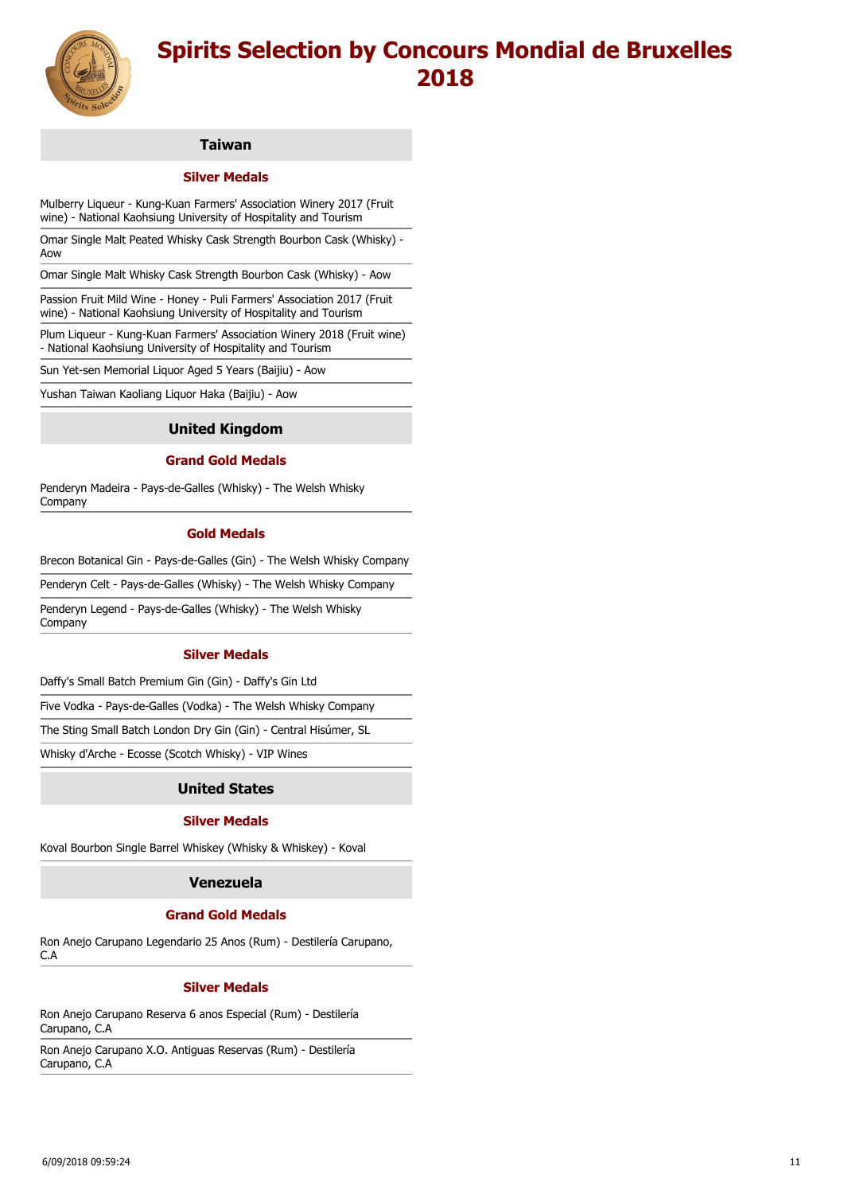# Spirits Selection by Concours Mondial de Bruxelles 2018

## Taiwan

### Silver Medals

Mulberry Liqueur - Kung-Kuan Farmers' Association Winery 2017 (Fruit wine) - National Kaohsiung University of Hospitality and Tourism

Omar Single Malt Peated Whisky Cask Strength Bourbon Cask (Whisky) - Aow

Omar Single Malt Whisky Cask Strength Bourbon Cask (Whisky) - Aow

Passion Fruit Mild Wine - Honey - Puli Farmers' Association 2017 (Fruit wine) - National Kaohsiung University of Hospitality and Tourism

Plum Liqueur - Kung-Kuan Farmers' Association Winery 2018 (Fruit wine) - National Kaohsiung University of Hospitality and Tourism

Sun Yet-sen Memorial Liquor Aged 5 Years (Baijiu) - Aow

Yushan Taiwan Kaoliang Liquor Haka (Baijiu) - Aow

## United Kingdom

### Grand Gold Medals

Penderyn Madeira - Pays-de-Galles (Whisky) - The Welsh Whisky Company

### Gold Medals

Brecon Botanical Gin - Pays-de-Galles (Gin) - The Welsh Whisky Company

Penderyn Celt - Pays-de-Galles (Whisky) - The Welsh Whisky Company

Penderyn Legend - Pays-de-Galles (Whisky) - The Welsh Whisky Company

### Silver Medals

Daffy's Small Batch Premium Gin (Gin) - Daffy's Gin Ltd

Five Vodka - Pays-de-Galles (Vodka) - The Welsh Whisky Company

The Sting Small Batch London Dry Gin (Gin) - Central Hisúmer, SL

Whisky d'Arche - Ecosse (Scotch Whisky) - VIP Wines

## United States

### Silver Medals

Koval Bourbon Single Barrel Whiskey (Whisky & Whiskey) - Koval

## Venezuela

### Grand Gold Medals

Ron Anejo Carupano Legendario 25 Anos (Rum) - Destilería Carupano, C.A

### Silver Medals

Ron Anejo Carupano Reserva 6 anos Especial (Rum) - Destilería Carupano, C.A

Ron Anejo Carupano X.O. Antiguas Reservas (Rum) - Destilería Carupano, C.A